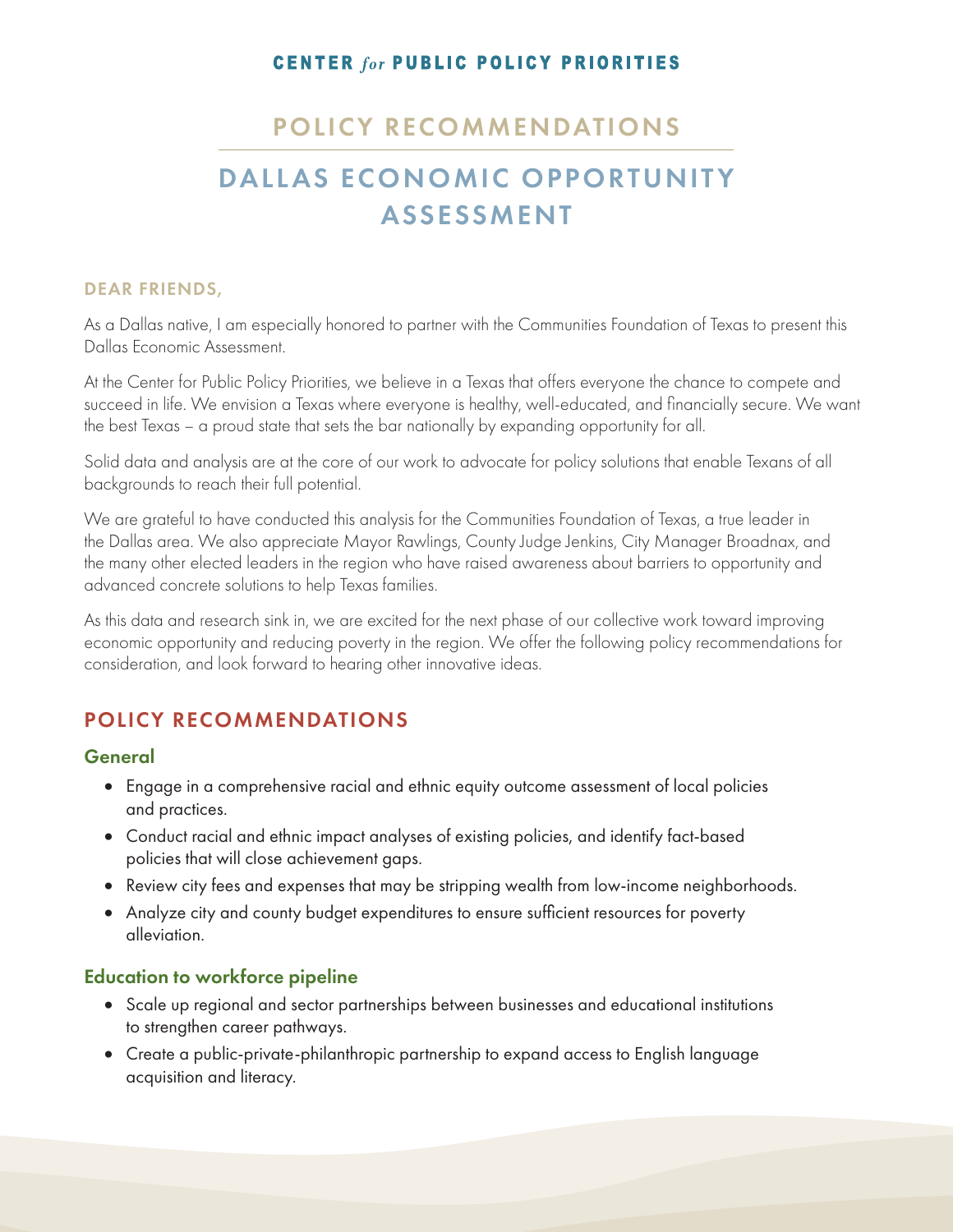**CENTER *for* PUBLIC POLICY PRIORITIES**

## POLICY RECOMMENDATIONS

# DALLAS ECONOMIC OPPORTUNITY ASSESSMENT

**DEAR FRIENDS,**

As a Dallas native, I am especially honored to partner with the Communities Foundation of Texas to present this Dallas Economic Assessment.

At the Center for Public Policy Priorities, we believe in a Texas that offers everyone the chance to compete and succeed in life. We envision a Texas where everyone is healthy, well-educated, and financially secure. We want the best Texas – a proud state that sets the bar nationally by expanding opportunity for all.

Solid data and analysis are at the core of our work to advocate for policy solutions that enable Texans of all backgrounds to reach their full potential.

We are grateful to have conducted this analysis for the Communities Foundation of Texas, a true leader in the Dallas area. We also appreciate Mayor Rawlings, County Judge Jenkins, City Manager Broadnax, and the many other elected leaders in the region who have raised awareness about barriers to opportunity and advanced concrete solutions to help Texas families.

As this data and research sink in, we are excited for the next phase of our collective work toward improving economic opportunity and reducing poverty in the region. We offer the following policy recommendations for consideration, and look forward to hearing other innovative ideas.

## POLICY RECOMMENDATIONS

### General

- Engage in a comprehensive racial and ethnic equity outcome assessment of local policies and practices.
- Conduct racial and ethnic impact analyses of existing policies, and identify fact-based policies that will close achievement gaps.
- Review city fees and expenses that may be stripping wealth from low-income neighborhoods.
- Analyze city and county budget expenditures to ensure sufficient resources for poverty alleviation.

### Education to workforce pipeline

- Scale up regional and sector partnerships between businesses and educational institutions to strengthen career pathways.
- Create a public-private-philanthropic partnership to expand access to English language acquisition and literacy.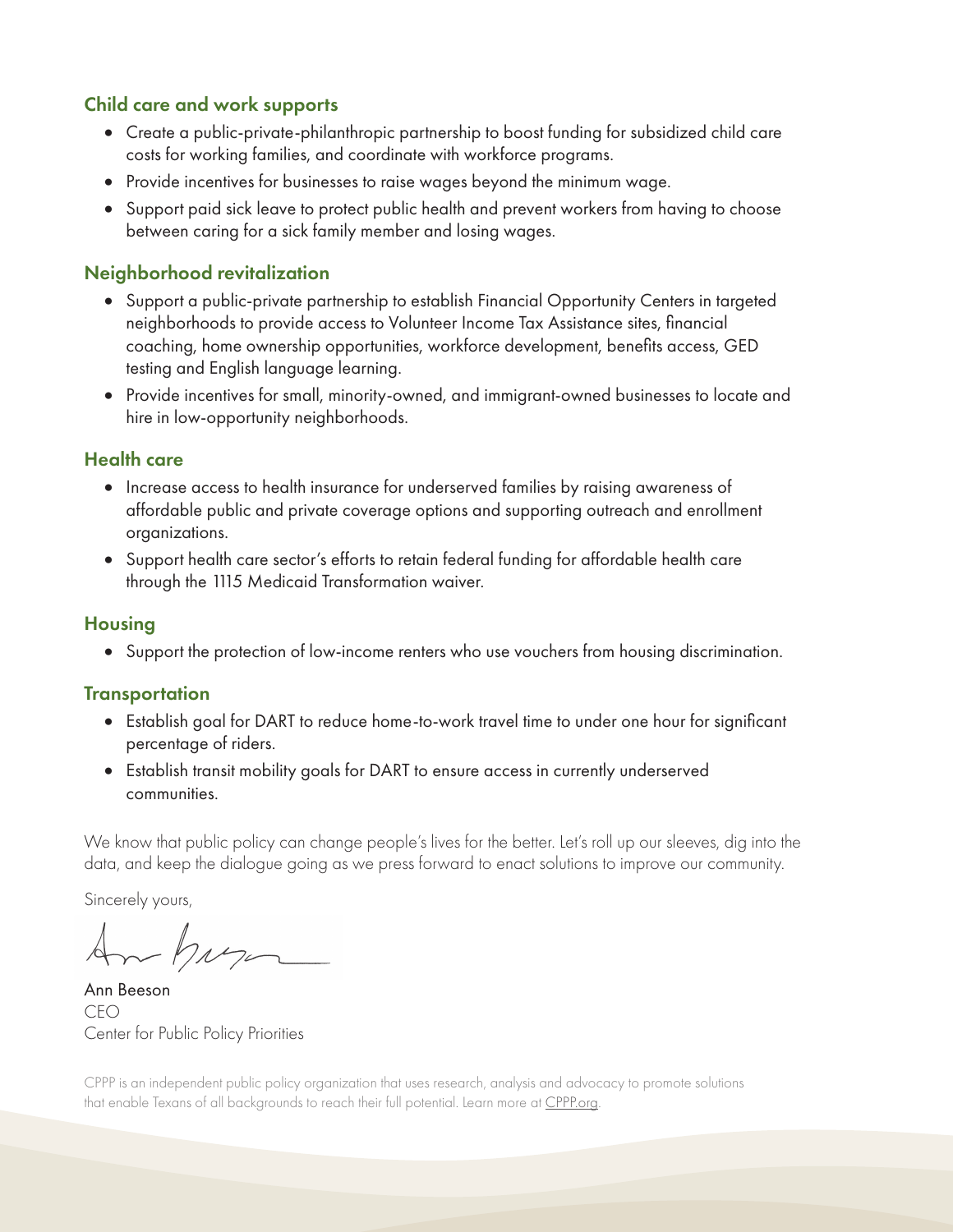### Child care and work supports

- Create a public-private-philanthropic partnership to boost funding for subsidized child care costs for working families, and coordinate with workforce programs.
- Provide incentives for businesses to raise wages beyond the minimum wage.
- Support paid sick leave to protect public health and prevent workers from having to choose between caring for a sick family member and losing wages.

### Neighborhood revitalization

- Support a public-private partnership to establish Financial Opportunity Centers in targeted neighborhoods to provide access to Volunteer Income Tax Assistance sites, financial coaching, home ownership opportunities, workforce development, benefits access, GED testing and English language learning.
- Provide incentives for small, minority-owned, and immigrant-owned businesses to locate and hire in low-opportunity neighborhoods.

### Health care

- Increase access to health insurance for underserved families by raising awareness of affordable public and private coverage options and supporting outreach and enrollment organizations.
- Support health care sector's efforts to retain federal funding for affordable health care through the 1115 Medicaid Transformation waiver.

### Housing

- Support the protection of low-income renters who use vouchers from housing discrimination.

### Transportation

- Establish goal for DART to reduce home-to-work travel time to under one hour for significant percentage of riders.
- Establish transit mobility goals for DART to ensure access in currently underserved communities.

We know that public policy can change people's lives for the better. Let's roll up our sleeves, dig into the data, and keep the dialogue going as we press forward to enact solutions to improve our community.

Sincerely yours,

Ann Beeson
CEO
Center for Public Policy Priorities

CPPP is an independent public policy organization that uses research, analysis and advocacy to promote solutions that enable Texans of all backgrounds to reach their full potential. Learn more at CPPP.org.